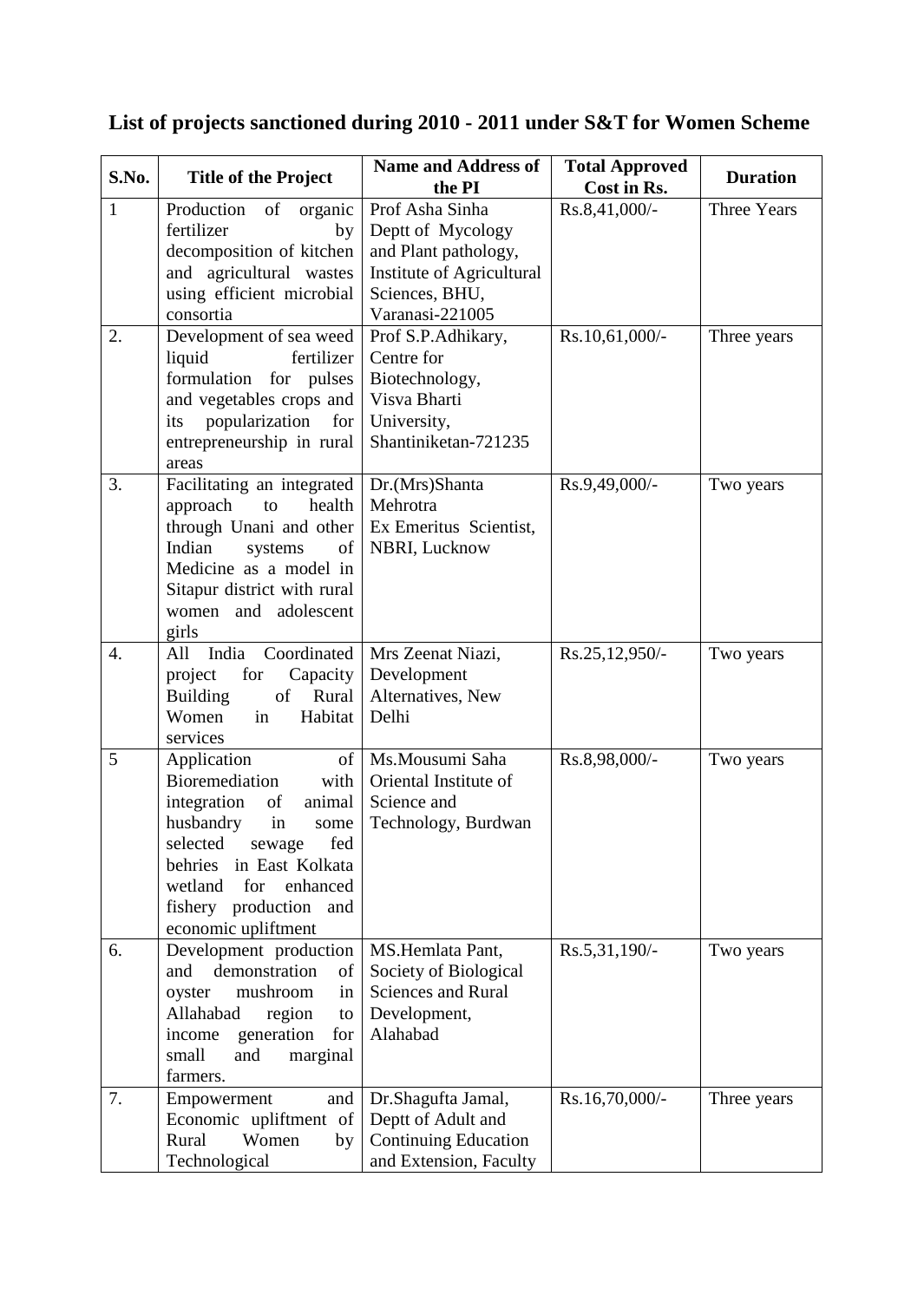# List of projects sanctioned during 2010 - 2011 under S&T for Women Scheme

| S.No. | Title of the Project | Name and Address of the PI | Total Approved Cost in Rs. | Duration |
|---|---|---|---|---|
| 1 | Production of organic fertilizer by decomposition of kitchen and agricultural wastes using efficient microbial consortia | Prof Asha Sinha Deptt of Mycology and Plant pathology, Institute of Agricultural Sciences, BHU, Varanasi-221005 | Rs.8,41,000/- | Three Years |
| 2. | Development of sea weed liquid fertilizer formulation for pulses and vegetables crops and its popularization for entrepreneurship in rural areas | Prof S.P.Adhikary, Centre for Biotechnology, Visva Bharti University, Shantiniketan-721235 | Rs.10,61,000/- | Three years |
| 3. | Facilitating an integrated approach to health through Unani and other Indian systems of Medicine as a model in Sitapur district with rural women and adolescent girls | Dr.(Mrs)Shanta Mehrotra Ex Emeritus Scientist, NBRI, Lucknow | Rs.9,49,000/- | Two years |
| 4. | All India Coordinated project for Capacity Building of Rural Women in Habitat services | Mrs Zeenat Niazi, Development Alternatives, New Delhi | Rs.25,12,950/- | Two years |
| 5 | Application of Bioremediation with integration of animal husbandry in some selected sewage fed behries in East Kolkata wetland for enhanced fishery production and economic upliftment | Ms.Mousumi Saha Oriental Institute of Science and Technology, Burdwan | Rs.8,98,000/- | Two years |
| 6. | Development production and demonstration of oyster mushroom in Allahabad region to income generation for small and marginal farmers. | MS.Hemlata Pant, Society of Biological Sciences and Rural Development, Alahabad | Rs.5,31,190/- | Two years |
| 7. | Empowerment and Economic upliftment of Rural Women by Technological | Dr.Shagufta Jamal, Deptt of Adult and Continuing Education and Extension, Faculty | Rs.16,70,000/- | Three years |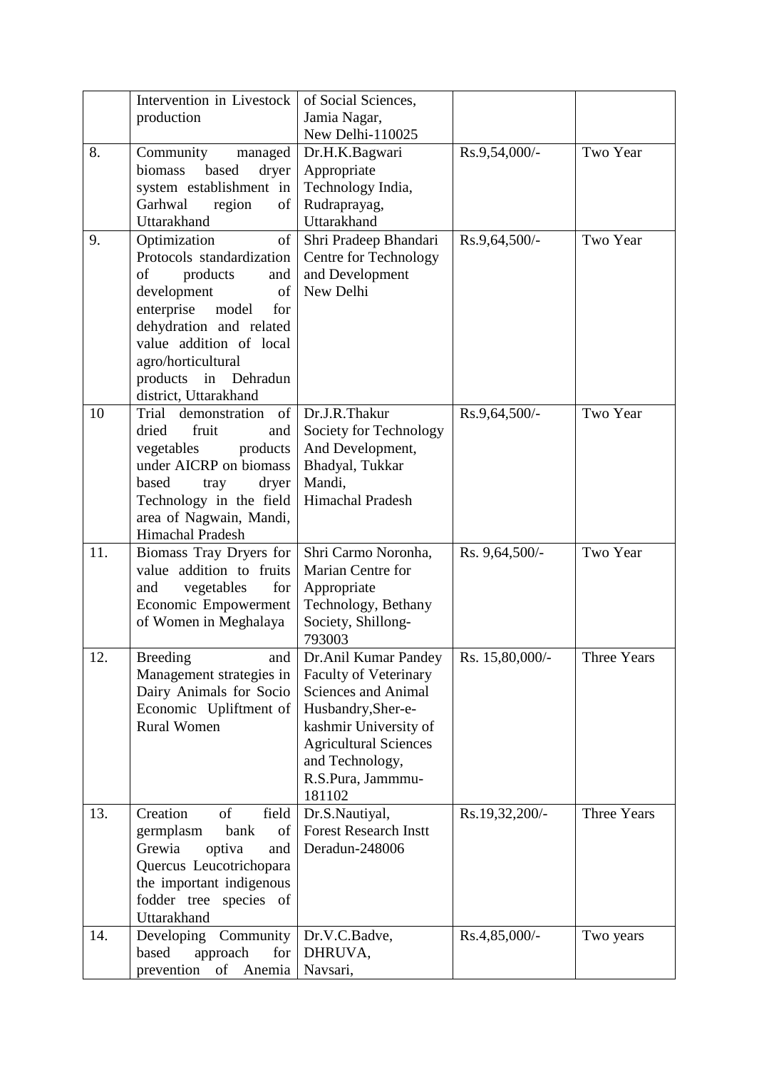| | | | | |
|---|---|---|---|---|
| | Intervention in Livestock production | of Social Sciences, Jamia Nagar, New Delhi-110025 | | |
| 8. | Community managed biomass based dryer system establishment in Garhwal region of Uttarakhand | Dr.H.K.Bagwari Appropriate Technology India, Rudraprayag, Uttarakhand | Rs.9,54,000/- | Two Year |
| 9. | Optimization of Protocols standardization of products and development of enterprise model for dehydration and related value addition of local agro/horticultural products in Dehradun district, Uttarakhand | Shri Pradeep Bhandari Centre for Technology and Development New Delhi | Rs.9,64,500/- | Two Year |
| 10 | Trial demonstration of dried fruit and vegetables products under AICRP on biomass based tray dryer Technology in the field area of Nagwain, Mandi, Himachal Pradesh | Dr.J.R.Thakur Society for Technology And Development, Bhadyal, Tukkar Mandi, Himachal Pradesh | Rs.9,64,500/- | Two Year |
| 11. | Biomass Tray Dryers for value addition to fruits and vegetables for Economic Empowerment of Women in Meghalaya | Shri Carmo Noronha, Marian Centre for Appropriate Technology, Bethany Society, Shillong-793003 | Rs. 9,64,500/- | Two Year |
| 12. | Breeding and Management strategies in Dairy Animals for Socio Economic Upliftment of Rural Women | Dr.Anil Kumar Pandey Faculty of Veterinary Sciences and Animal Husbandry,Sher-e-kashmir University of Agricultural Sciences and Technology, R.S.Pura, Jammmu-181102 | Rs. 15,80,000/- | Three Years |
| 13. | Creation of field germplasm bank of Grewia optiva and Quercus Leucotrichopara the important indigenous fodder tree species of Uttarakhand | Dr.S.Nautiyal, Forest Research Instt Deradun-248006 | Rs.19,32,200/- | Three Years |
| 14. | Developing Community based approach for prevention of Anemia | Dr.V.C.Badve, DHRUVA, Navsari, | Rs.4,85,000/- | Two years |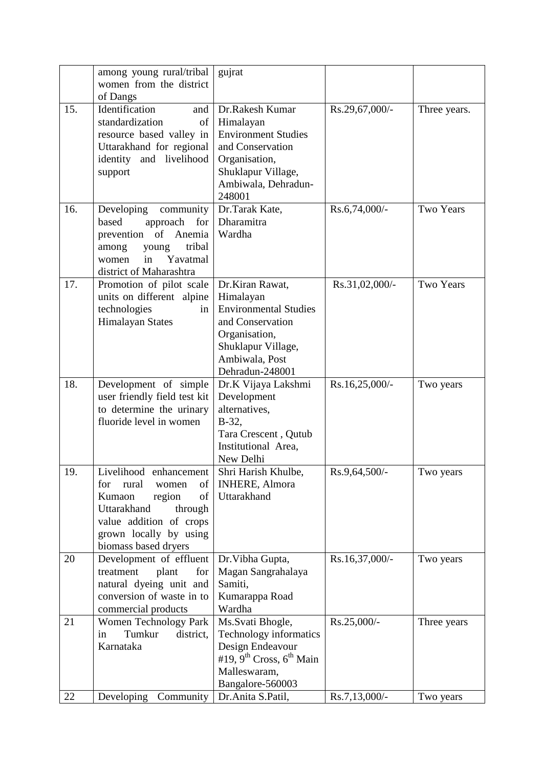|  |  |  |  |  |
|---|---|---|---|---|
|  | among young rural/tribal women from the district of Dangs | gujrat |  |  |
| 15. | Identification and standardization of resource based valley in Uttarakhand for regional identity and livelihood support | Dr.Rakesh Kumar Himalayan Environment Studies and Conservation Organisation, Shuklapur Village, Ambiwala, Dehradun-248001 | Rs.29,67,000/- | Three years. |
| 16. | Developing community based approach for prevention of Anemia among young tribal women in Yavatmal district of Maharashtra | Dr.Tarak Kate, Dharamitra Wardha | Rs.6,74,000/- | Two Years |
| 17. | Promotion of pilot scale units on different alpine technologies in Himalayan States | Dr.Kiran Rawat, Himalayan Environmental Studies and Conservation Organisation, Shuklapur Village, Ambiwala, Post Dehradun-248001 | Rs.31,02,000/- | Two Years |
| 18. | Development of simple user friendly field test kit to determine the urinary fluoride level in women | Dr.K Vijaya Lakshmi Development alternatives, B-32, Tara Crescent , Qutub Institutional Area, New Delhi | Rs.16,25,000/- | Two years |
| 19. | Livelihood enhancement for rural women of Kumaon region of Uttarakhand through value addition of crops grown locally by using biomass based dryers | Shri Harish Khulbe, INHERE, Almora Uttarakhand | Rs.9,64,500/- | Two years |
| 20 | Development of effluent treatment plant for natural dyeing unit and conversion of waste in to commercial products | Dr.Vibha Gupta, Magan Sangrahalaya Samiti, Kumarappa Road Wardha | Rs.16,37,000/- | Two years |
| 21 | Women Technology Park in Tumkur district, Karnataka | Ms.Svati Bhogle, Technology informatics Design Endeavour #19, 9th Cross, 6th Main Malleswaram, Bangalore-560003 | Rs.25,000/- | Three years |
| 22 | Developing Community | Dr.Anita S.Patil, | Rs.7,13,000/- | Two years |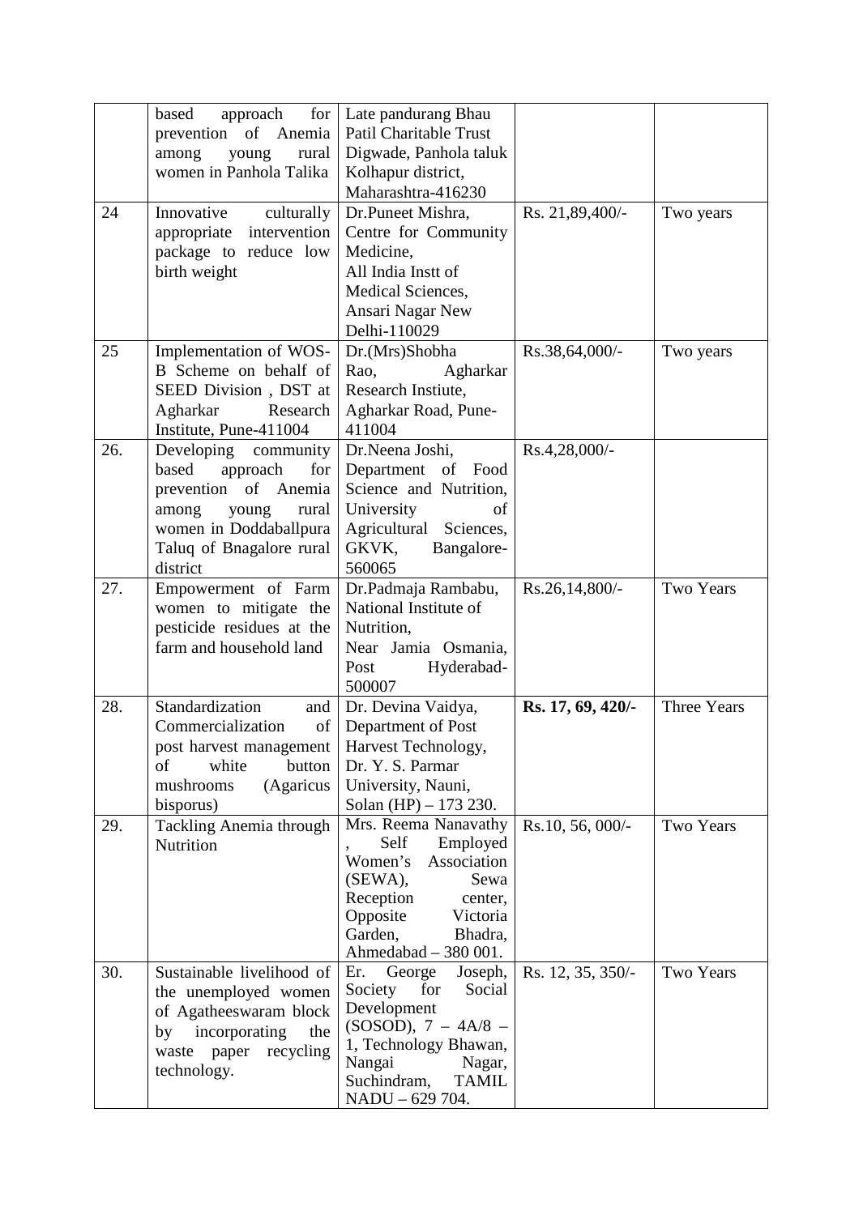| | | | | |
|---|---|---|---|---|
| | based approach for prevention of Anemia among young rural women in Panhola Talika | Late pandurang Bhau Patil Charitable Trust Digwade, Panhola taluk Kolhapur district, Maharashtra-416230 | | |
| 24 | Innovative culturally appropriate intervention package to reduce low birth weight | Dr.Puneet Mishra, Centre for Community Medicine, All India Instt of Medical Sciences, Ansari Nagar New Delhi-110029 | Rs. 21,89,400/- | Two years |
| 25 | Implementation of WOS-B Scheme on behalf of SEED Division , DST at Agharkar Research Institute, Pune-411004 | Dr.(Mrs)Shobha Rao, Agharkar Research Instiute, Agharkar Road, Pune-411004 | Rs.38,64,000/- | Two years |
| 26. | Developing community based approach for prevention of Anemia among young rural women in Doddaballpura Taluq of Bnagalore rural district | Dr.Neena Joshi, Department of Food Science and Nutrition, University of Agricultural Sciences, GKVK, Bangalore-560065 | Rs.4,28,000/- | |
| 27. | Empowerment of Farm women to mitigate the pesticide residues at the farm and household land | Dr.Padmaja Rambabu, National Institute of Nutrition, Near Jamia Osmania, Post Hyderabad-500007 | Rs.26,14,800/- | Two Years |
| 28. | Standardization and Commercialization of post harvest management of white button mushrooms (Agaricus bisporus) | Dr. Devina Vaidya, Department of Post Harvest Technology, Dr. Y. S. Parmar University, Nauni, Solan (HP) – 173 230. | **Rs. 17, 69, 420/-** | Three Years |
| 29. | Tackling Anemia through Nutrition | Mrs. Reema Nanavathy , Self Employed Women's Association (SEWA), Sewa Reception center, Opposite Victoria Garden, Bhadra, Ahmedabad – 380 001. | Rs.10, 56, 000/- | Two Years |
| 30. | Sustainable livelihood of the unemployed women of Agatheeswaram block by incorporating the waste paper recycling technology. | Er. George Joseph, Society for Social Development (SOSOD), 7 – 4A/8 – 1, Technology Bhawan, Nangai Nagar, Suchindram, TAMIL NADU – 629 704. | Rs. 12, 35, 350/- | Two Years |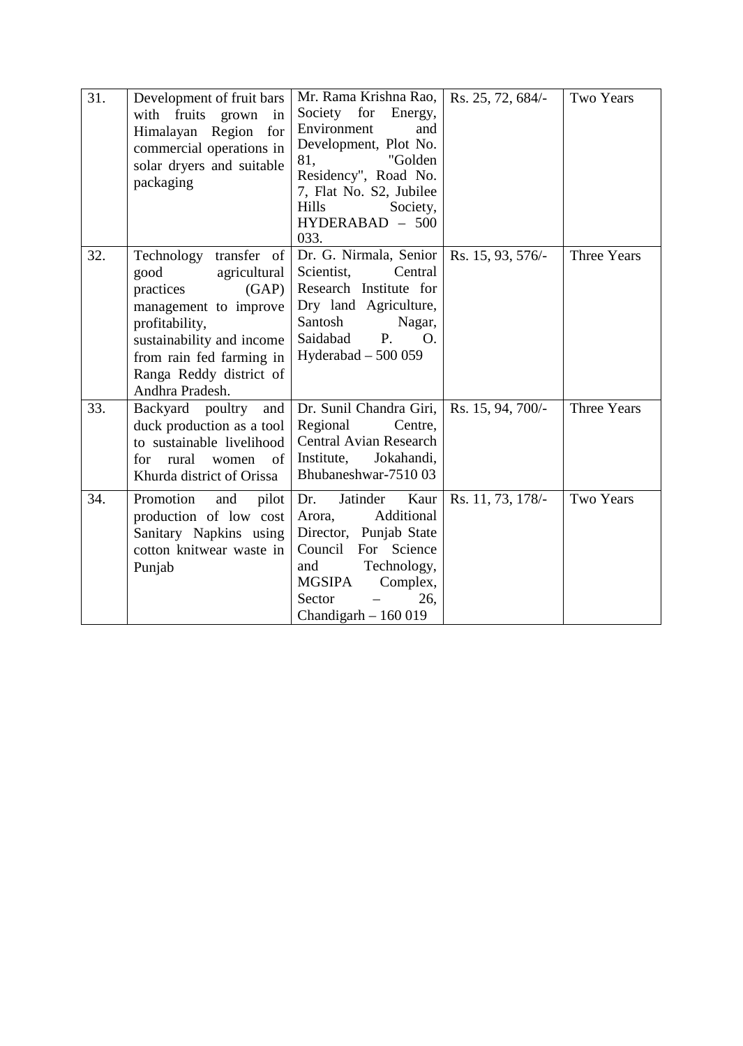| | | | | |
|---|---|---|---|---|
| 31. | Development of fruit bars with fruits grown in Himalayan Region for commercial operations in solar dryers and suitable packaging | Mr. Rama Krishna Rao, Society for Energy, Environment and Development, Plot No. 81, "Golden Residency", Road No. 7, Flat No. S2, Jubilee Hills Society, HYDERABAD – 500 033. | Rs. 25, 72, 684/- | Two Years |
| 32. | Technology transfer of good agricultural practices (GAP) management to improve profitability, sustainability and income from rain fed farming in Ranga Reddy district of Andhra Pradesh. | Dr. G. Nirmala, Senior Scientist, Central Research Institute for Dry land Agriculture, Santosh Nagar, Saidabad P. O. Hyderabad – 500 059 | Rs. 15, 93, 576/- | Three Years |
| 33. | Backyard poultry and duck production as a tool to sustainable livelihood for rural women of Khurda district of Orissa | Dr. Sunil Chandra Giri, Regional Centre, Central Avian Research Institute, Jokahandi, Bhubaneshwar-7510 03 | Rs. 15, 94, 700/- | Three Years |
| 34. | Promotion and pilot production of low cost Sanitary Napkins using cotton knitwear waste in Punjab | Dr. Jatinder Kaur Arora, Additional Director, Punjab State Council For Science and Technology, MGSIPA Complex, Sector – 26, Chandigarh – 160 019 | Rs. 11, 73, 178/- | Two Years |